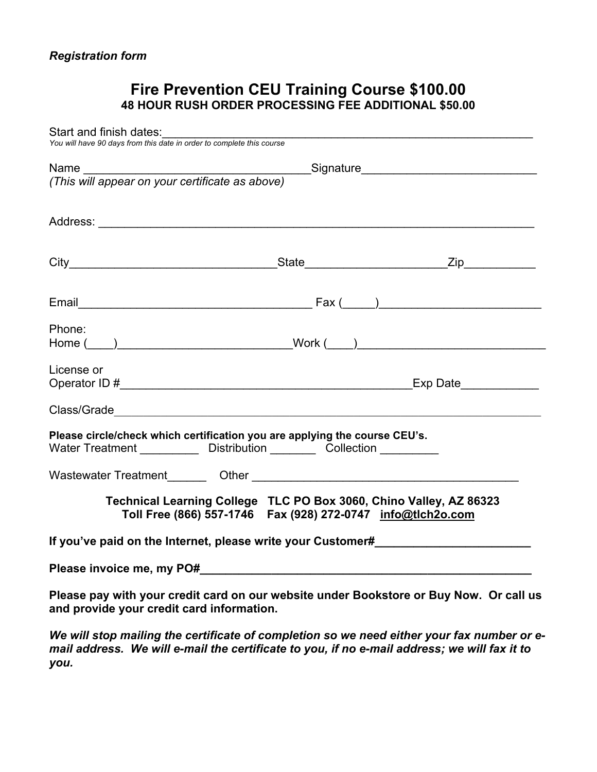*Registration form*

# Fire Prevention CEU Training Course $100.00

**48 HOUR RUSH ORDER PROCESSING FEE ADDITIONAL $50.00**

Start and finish dates:_______________________________________________________________
*You will have 90 days from this date in order to complete this course*

Name ___________________________________Signature___________________________
*(This will appear on your certificate as above)*

Address: ________________________________________________________________________

City________________________________State_____________________Zip___________

Email_____________________________________ Fax (_____)_________________________

Phone:
Home (____)___________________________Work (____)_____________________________

License or
Operator ID #_____________________________________________Exp Date____________

Class/Grade_________________________________________________________________

**Please circle/check which certification you are applying the course CEU's.**
Water Treatment _________ Distribution _______ Collection _________

Wastewater Treatment______ Other __________________________________________

**Technical Learning College TLC PO Box 3060, Chino Valley, AZ 86323**
**Toll Free (866) 557-1746 Fax (928) 272-0747 info@tlch2o.com**

**If you've paid on the Internet, please write your Customer#________________________**

**Please invoice me, my PO#_____________________________________________________**

**Please pay with your credit card on our website under Bookstore or Buy Now. Or call us and provide your credit card information.**

***We will stop mailing the certificate of completion so we need either your fax number or e-mail address. We will e-mail the certificate to you, if no e-mail address; we will fax it to you.***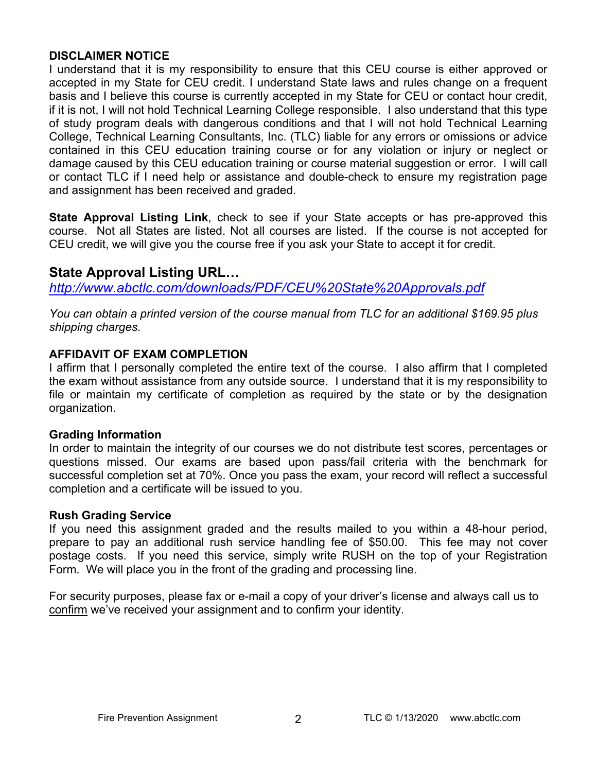**DISCLAIMER NOTICE**

I understand that it is my responsibility to ensure that this CEU course is either approved or accepted in my State for CEU credit. I understand State laws and rules change on a frequent basis and I believe this course is currently accepted in my State for CEU or contact hour credit, if it is not, I will not hold Technical Learning College responsible. I also understand that this type of study program deals with dangerous conditions and that I will not hold Technical Learning College, Technical Learning Consultants, Inc. (TLC) liable for any errors or omissions or advice contained in this CEU education training course or for any violation or injury or neglect or damage caused by this CEU education training or course material suggestion or error. I will call or contact TLC if I need help or assistance and double-check to ensure my registration page and assignment has been received and graded.

**State Approval Listing Link**, check to see if your State accepts or has pre-approved this course. Not all States are listed. Not all courses are listed. If the course is not accepted for CEU credit, we will give you the course free if you ask your State to accept it for credit.

## State Approval Listing URL…

*http://www.abctlc.com/downloads/PDF/CEU%20State%20Approvals.pdf*

*You can obtain a printed version of the course manual from TLC for an additional $169.95 plus shipping charges.*

**AFFIDAVIT OF EXAM COMPLETION**

I affirm that I personally completed the entire text of the course. I also affirm that I completed the exam without assistance from any outside source. I understand that it is my responsibility to file or maintain my certificate of completion as required by the state or by the designation organization.

**Grading Information**

In order to maintain the integrity of our courses we do not distribute test scores, percentages or questions missed. Our exams are based upon pass/fail criteria with the benchmark for successful completion set at 70%. Once you pass the exam, your record will reflect a successful completion and a certificate will be issued to you.

**Rush Grading Service**

If you need this assignment graded and the results mailed to you within a 48-hour period, prepare to pay an additional rush service handling fee of $50.00. This fee may not cover postage costs. If you need this service, simply write RUSH on the top of your Registration Form. We will place you in the front of the grading and processing line.

For security purposes, please fax or e-mail a copy of your driver's license and always call us to confirm we've received your assignment and to confirm your identity.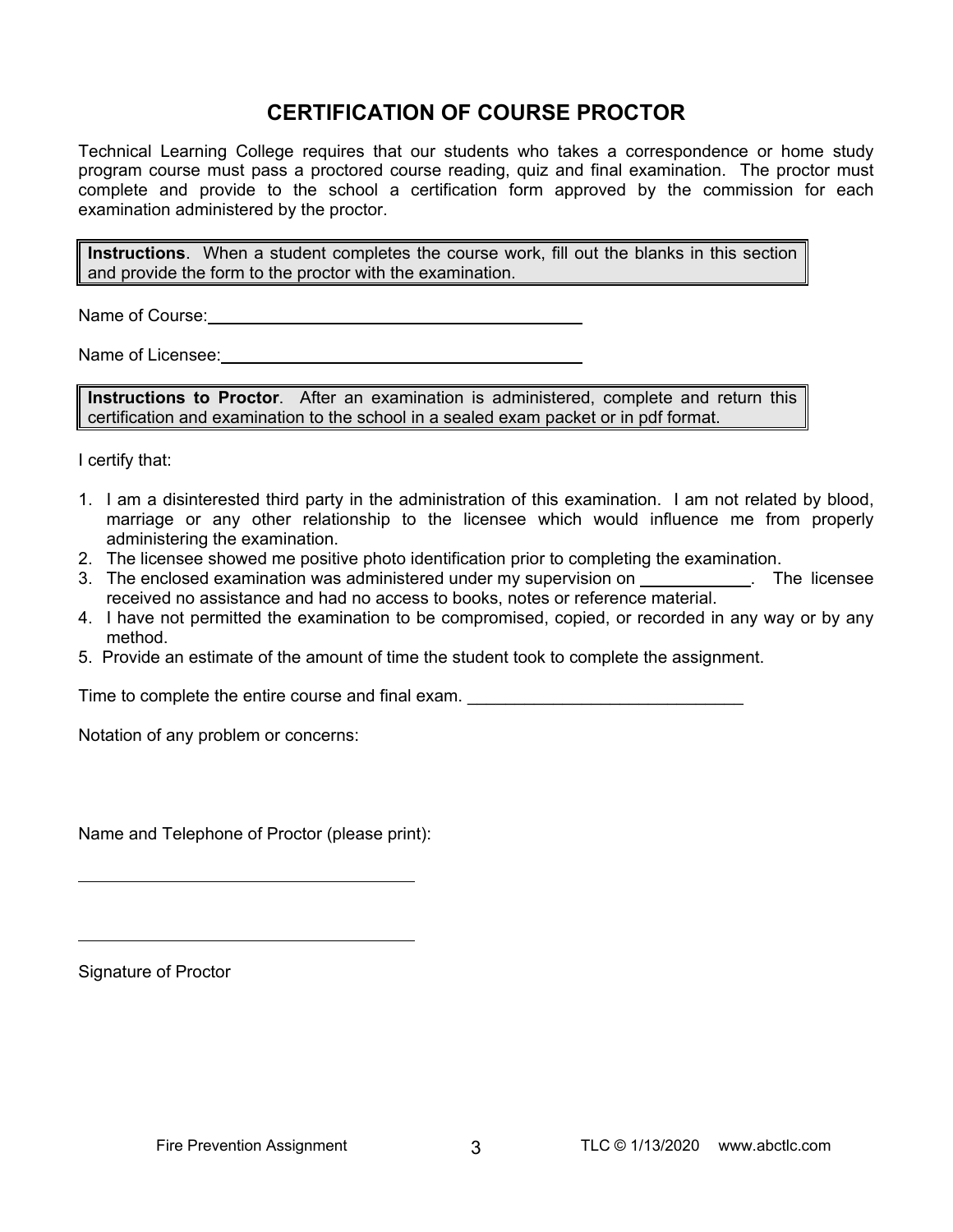# CERTIFICATION OF COURSE PROCTOR

Technical Learning College requires that our students who takes a correspondence or home study program course must pass a proctored course reading, quiz and final examination. The proctor must complete and provide to the school a certification form approved by the commission for each examination administered by the proctor.

**Instructions**. When a student completes the course work, fill out the blanks in this section and provide the form to the proctor with the examination.

Name of Course: ___________________________________________

Name of Licensee: _________________________________________

**Instructions to Proctor**. After an examination is administered, complete and return this certification and examination to the school in a sealed exam packet or in pdf format.

I certify that:

1. I am a disinterested third party in the administration of this examination. I am not related by blood, marriage or any other relationship to the licensee which would influence me from properly administering the examination.
2. The licensee showed me positive photo identification prior to completing the examination.
3. The enclosed examination was administered under my supervision on ___________. The licensee received no assistance and had no access to books, notes or reference material.
4. I have not permitted the examination to be compromised, copied, or recorded in any way or by any method.
5. Provide an estimate of the amount of time the student took to complete the assignment.

Time to complete the entire course and final exam. _____________________________

Notation of any problem or concerns:

Name and Telephone of Proctor (please print):

_____________________________________

_____________________________________

Signature of Proctor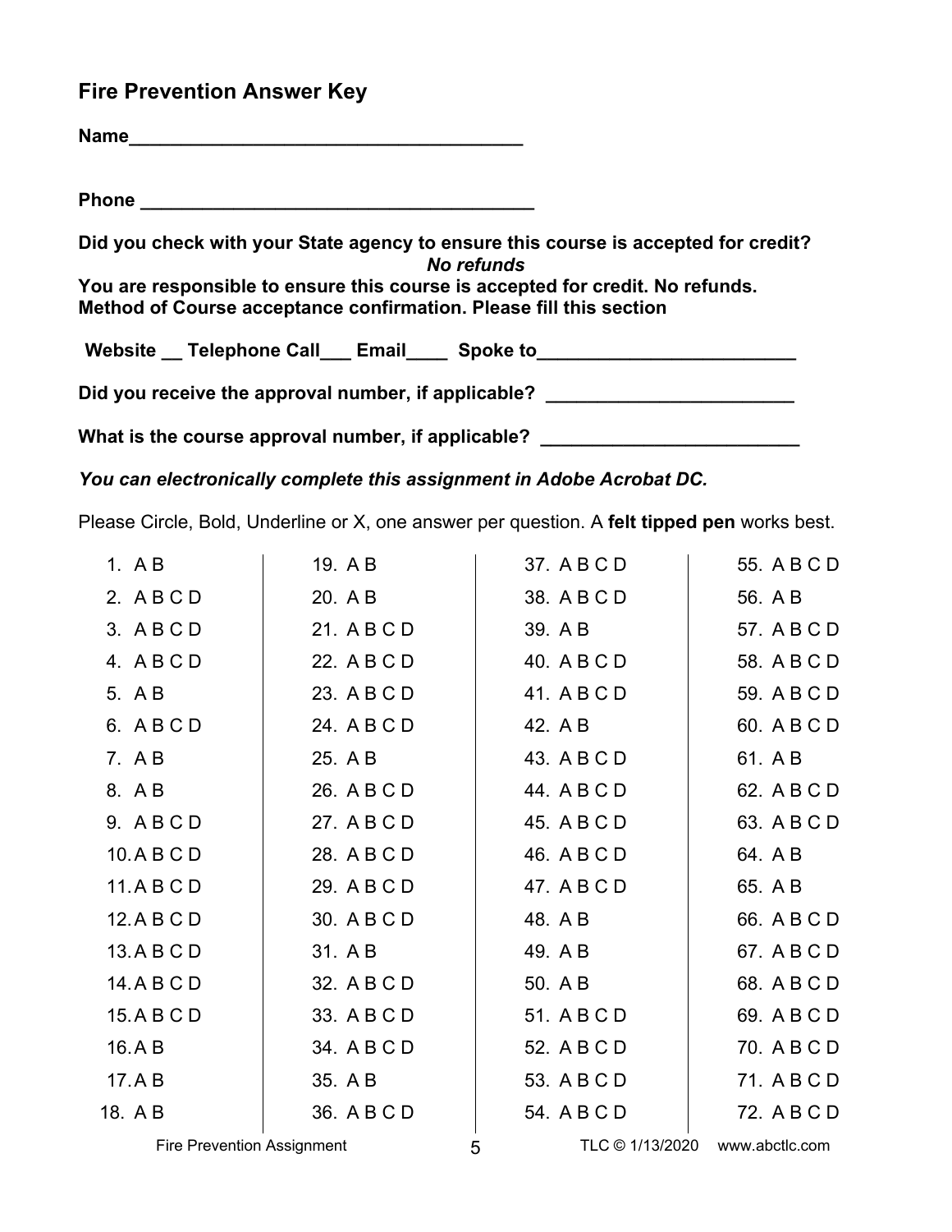## Fire Prevention Answer Key

**Name_______________________________________**

**Phone _______________________________________**

**Did you check with your State agency to ensure this course is accepted for credit?**
***No refunds***
**You are responsible to ensure this course is accepted for credit. No refunds.**
**Method of Course acceptance confirmation. Please fill this section**

**Website __ Telephone Call___ Email____ Spoke to_________________________**

**Did you receive the approval number, if applicable? ________________________**

**What is the course approval number, if applicable? _________________________**

***You can electronically complete this assignment in Adobe Acrobat DC.***

Please Circle, Bold, Underline or X, one answer per question. A **felt tipped pen** works best.

| | | | |
|---|---|---|---|
| 1. A B | 19. A B | 37. A B C D | 55. A B C D |
| 2. A B C D | 20. A B | 38. A B C D | 56. A B |
| 3. A B C D | 21. A B C D | 39. A B | 57. A B C D |
| 4. A B C D | 22. A B C D | 40. A B C D | 58. A B C D |
| 5. A B | 23. A B C D | 41. A B C D | 59. A B C D |
| 6. A B C D | 24. A B C D | 42. A B | 60. A B C D |
| 7. A B | 25. A B | 43. A B C D | 61. A B |
| 8. A B | 26. A B C D | 44. A B C D | 62. A B C D |
| 9. A B C D | 27. A B C D | 45. A B C D | 63. A B C D |
| 10. A B C D | 28. A B C D | 46. A B C D | 64. A B |
| 11. A B C D | 29. A B C D | 47. A B C D | 65. A B |
| 12. A B C D | 30. A B C D | 48. A B | 66. A B C D |
| 13. A B C D | 31. A B | 49. A B | 67. A B C D |
| 14. A B C D | 32. A B C D | 50. A B | 68. A B C D |
| 15. A B C D | 33. A B C D | 51. A B C D | 69. A B C D |
| 16. A B | 34. A B C D | 52. A B C D | 70. A B C D |
| 17. A B | 35. A B | 53. A B C D | 71. A B C D |
| 18. A B | 36. A B C D | 54. A B C D | 72. A B C D |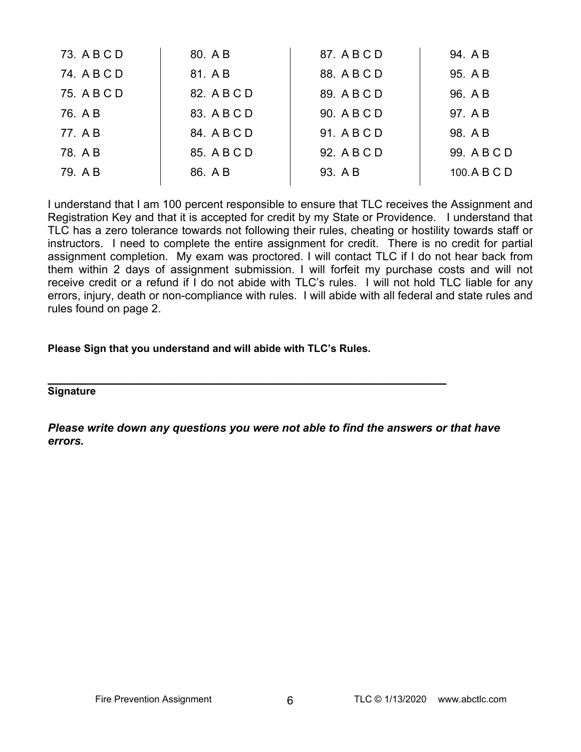| | | | |
|---|---|---|---|
| 73. A B C D | 80. A B | 87. A B C D | 94. A B |
| 74. A B C D | 81. A B | 88. A B C D | 95. A B |
| 75. A B C D | 82. A B C D | 89. A B C D | 96. A B |
| 76. A B | 83. A B C D | 90. A B C D | 97. A B |
| 77. A B | 84. A B C D | 91. A B C D | 98. A B |
| 78. A B | 85. A B C D | 92. A B C D | 99. A B C D |
| 79. A B | 86. A B | 93. A B | 100. A B C D |

I understand that I am 100 percent responsible to ensure that TLC receives the Assignment and Registration Key and that it is accepted for credit by my State or Providence. I understand that TLC has a zero tolerance towards not following their rules, cheating or hostility towards staff or instructors. I need to complete the entire assignment for credit. There is no credit for partial assignment completion. My exam was proctored. I will contact TLC if I do not hear back from them within 2 days of assignment submission. I will forfeit my purchase costs and will not receive credit or a refund if I do not abide with TLC's rules. I will not hold TLC liable for any errors, injury, death or non-compliance with rules. I will abide with all federal and state rules and rules found on page 2.

**Please Sign that you understand and will abide with TLC's Rules.**

___________________________________________________________

**Signature**

***Please write down any questions you were not able to find the answers or that have errors.***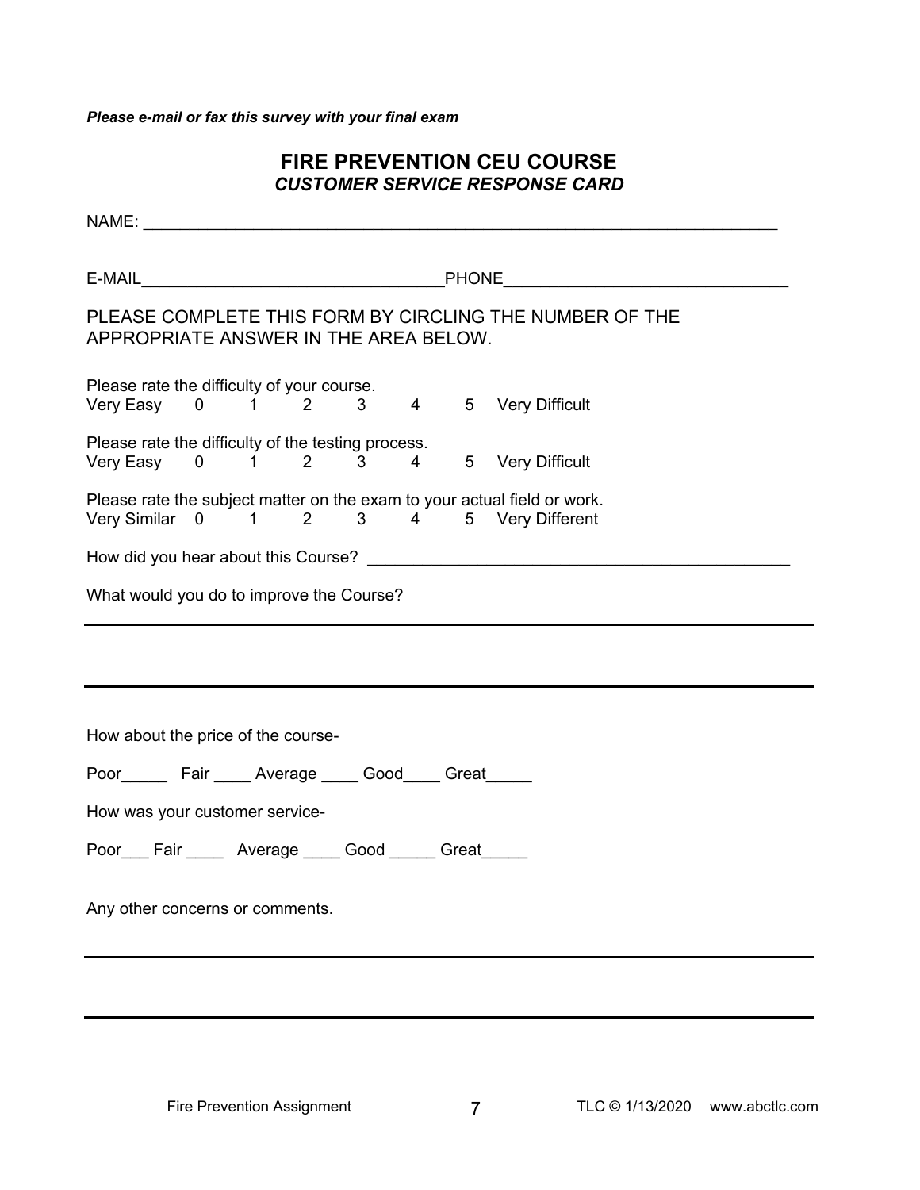*Please e-mail or fax this survey with your final exam*

# FIRE PREVENTION CEU COURSE
## *CUSTOMER SERVICE RESPONSE CARD*

NAME: ______________________________________________________________________

E-MAIL_________________________________PHONE______________________________

PLEASE COMPLETE THIS FORM BY CIRCLING THE NUMBER OF THE APPROPRIATE ANSWER IN THE AREA BELOW.

Please rate the difficulty of your course.
Very Easy 0 1 2 3 4 5 Very Difficult

Please rate the difficulty of the testing process.
Very Easy 0 1 2 3 4 5 Very Difficult

Please rate the subject matter on the exam to your actual field or work.
Very Similar 0 1 2 3 4 5 Very Different

How did you hear about this Course? _____________________________________________

What would you do to improve the Course?

______________________________________________________________________

______________________________________________________________________

How about the price of the course-

Poor_____ Fair ____ Average ____ Good____ Great_____

How was your customer service-

Poor___ Fair ____ Average ____ Good _____ Great_____

Any other concerns or comments.

______________________________________________________________________

______________________________________________________________________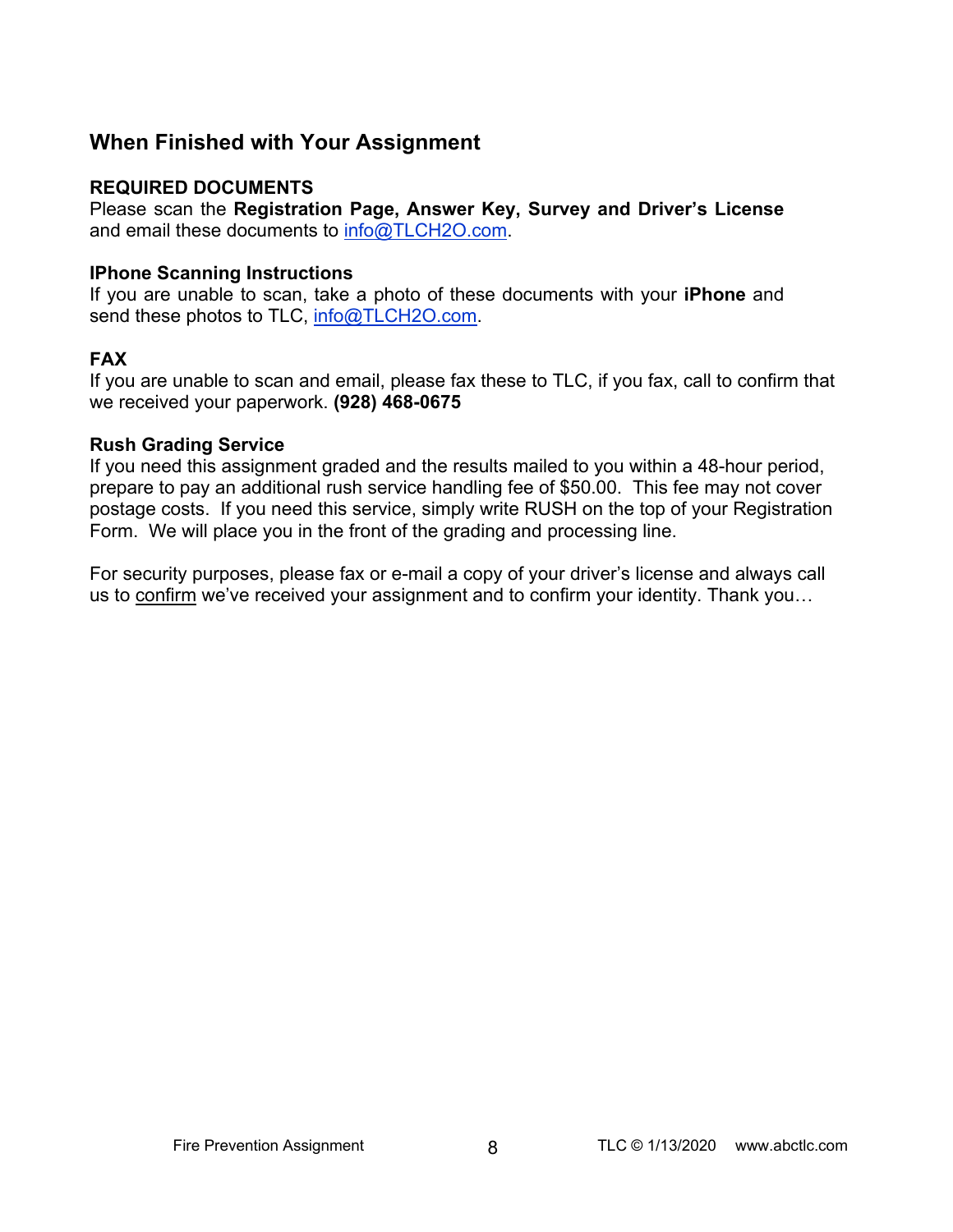## When Finished with Your Assignment

**REQUIRED DOCUMENTS**
Please scan the **Registration Page, Answer Key, Survey and Driver's License** and email these documents to info@TLCH2O.com.

**IPhone Scanning Instructions**
If you are unable to scan, take a photo of these documents with your **iPhone** and send these photos to TLC, info@TLCH2O.com.

**FAX**
If you are unable to scan and email, please fax these to TLC, if you fax, call to confirm that we received your paperwork. **(928) 468-0675**

**Rush Grading Service**
If you need this assignment graded and the results mailed to you within a 48-hour period, prepare to pay an additional rush service handling fee of $50.00. This fee may not cover postage costs. If you need this service, simply write RUSH on the top of your Registration Form. We will place you in the front of the grading and processing line.

For security purposes, please fax or e-mail a copy of your driver's license and always call us to confirm we've received your assignment and to confirm your identity. Thank you…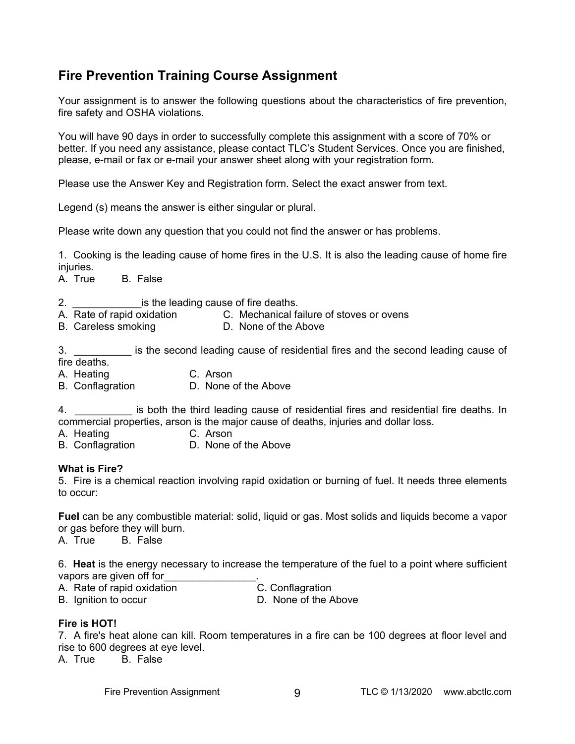## Fire Prevention Training Course Assignment

Your assignment is to answer the following questions about the characteristics of fire prevention, fire safety and OSHA violations.

You will have 90 days in order to successfully complete this assignment with a score of 70% or better. If you need any assistance, please contact TLC's Student Services. Once you are finished, please, e-mail or fax or e-mail your answer sheet along with your registration form.

Please use the Answer Key and Registration form. Select the exact answer from text.

Legend (s) means the answer is either singular or plural.

Please write down any question that you could not find the answer or has problems.

1. Cooking is the leading cause of home fires in the U.S. It is also the leading cause of home fire injuries.  
A. True B. False

2. ____________is the leading cause of fire deaths.  
A. Rate of rapid oxidation  
B. Careless smoking  
C. Mechanical failure of stoves or ovens  
D. None of the Above

3. __________ is the second leading cause of residential fires and the second leading cause of fire deaths.  
A. Heating  
B. Conflagration  
C. Arson  
D. None of the Above

4. __________ is both the third leading cause of residential fires and residential fire deaths. In commercial properties, arson is the major cause of deaths, injuries and dollar loss.  
A. Heating  
B. Conflagration  
C. Arson  
D. None of the Above

**What is Fire?**

5. Fire is a chemical reaction involving rapid oxidation or burning of fuel. It needs three elements to occur:

**Fuel** can be any combustible material: solid, liquid or gas. Most solids and liquids become a vapor or gas before they will burn.  
A. True B. False

6. **Heat** is the energy necessary to increase the temperature of the fuel to a point where sufficient vapors are given off for________________.  
A. Rate of rapid oxidation  
B. Ignition to occur  
C. Conflagration  
D. None of the Above

**Fire is HOT!**

7. A fire's heat alone can kill. Room temperatures in a fire can be 100 degrees at floor level and rise to 600 degrees at eye level.  
A. True B. False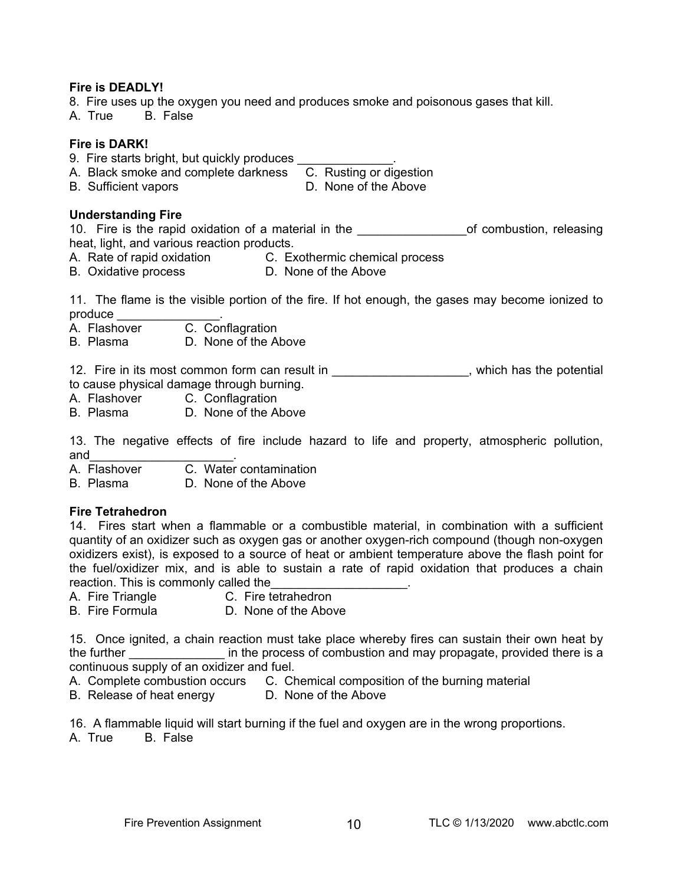**Fire is DEADLY!**

8. Fire uses up the oxygen you need and produces smoke and poisonous gases that kill.
A. True B. False

**Fire is DARK!**

9. Fire starts bright, but quickly produces ______________.
A. Black smoke and complete darkness C. Rusting or digestion
B. Sufficient vapors D. None of the Above

**Understanding Fire**

10. Fire is the rapid oxidation of a material in the ________________of combustion, releasing heat, light, and various reaction products.
A. Rate of rapid oxidation C. Exothermic chemical process
B. Oxidative process D. None of the Above

11. The flame is the visible portion of the fire. If hot enough, the gases may become ionized to produce _______________.
A. Flashover C. Conflagration
B. Plasma D. None of the Above

12. Fire in its most common form can result in ____________________, which has the potential to cause physical damage through burning.
A. Flashover C. Conflagration
B. Plasma D. None of the Above

13. The negative effects of fire include hazard to life and property, atmospheric pollution, and_____________________.
A. Flashover C. Water contamination
B. Plasma D. None of the Above

**Fire Tetrahedron**

14. Fires start when a flammable or a combustible material, in combination with a sufficient quantity of an oxidizer such as oxygen gas or another oxygen-rich compound (though non-oxygen oxidizers exist), is exposed to a source of heat or ambient temperature above the flash point for the fuel/oxidizer mix, and is able to sustain a rate of rapid oxidation that produces a chain reaction. This is commonly called the____________________.
A. Fire Triangle C. Fire tetrahedron
B. Fire Formula D. None of the Above

15. Once ignited, a chain reaction must take place whereby fires can sustain their own heat by the further ______________ in the process of combustion and may propagate, provided there is a continuous supply of an oxidizer and fuel.
A. Complete combustion occurs C. Chemical composition of the burning material
B. Release of heat energy D. None of the Above

16. A flammable liquid will start burning if the fuel and oxygen are in the wrong proportions.
A. True B. False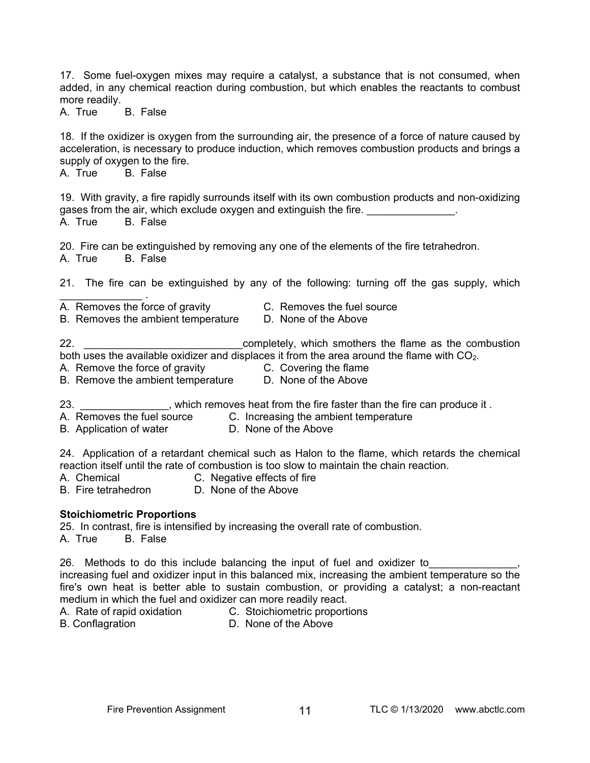17. Some fuel-oxygen mixes may require a catalyst, a substance that is not consumed, when added, in any chemical reaction during combustion, but which enables the reactants to combust more readily.
A. True  B. False

18. If the oxidizer is oxygen from the surrounding air, the presence of a force of nature caused by acceleration, is necessary to produce induction, which removes combustion products and brings a supply of oxygen to the fire.
A. True  B. False

19. With gravity, a fire rapidly surrounds itself with its own combustion products and non-oxidizing gases from the air, which exclude oxygen and extinguish the fire. _______________.
A. True  B. False

20. Fire can be extinguished by removing any one of the elements of the fire tetrahedron.
A. True  B. False

21. The fire can be extinguished by any of the following: turning off the gas supply, which ______________ .
A. Removes the force of gravity
B. Removes the ambient temperature
C. Removes the fuel source
D. None of the Above

22. ___________________________completely, which smothers the flame as the combustion both uses the available oxidizer and displaces it from the area around the flame with $CO_2$.
A. Remove the force of gravity
B. Remove the ambient temperature
C. Covering the flame
D. None of the Above

23. _______________, which removes heat from the fire faster than the fire can produce it .
A. Removes the fuel source
B. Application of water
C. Increasing the ambient temperature
D. None of the Above

24. Application of a retardant chemical such as Halon to the flame, which retards the chemical reaction itself until the rate of combustion is too slow to maintain the chain reaction.
A. Chemical
B. Fire tetrahedron
C. Negative effects of fire
D. None of the Above

**Stoichiometric Proportions**

25. In contrast, fire is intensified by increasing the overall rate of combustion.
A. True  B. False

26. Methods to do this include balancing the input of fuel and oxidizer to_______________, increasing fuel and oxidizer input in this balanced mix, increasing the ambient temperature so the fire's own heat is better able to sustain combustion, or providing a catalyst; a non-reactant medium in which the fuel and oxidizer can more readily react.
A. Rate of rapid oxidation
B. Conflagration
C. Stoichiometric proportions
D. None of the Above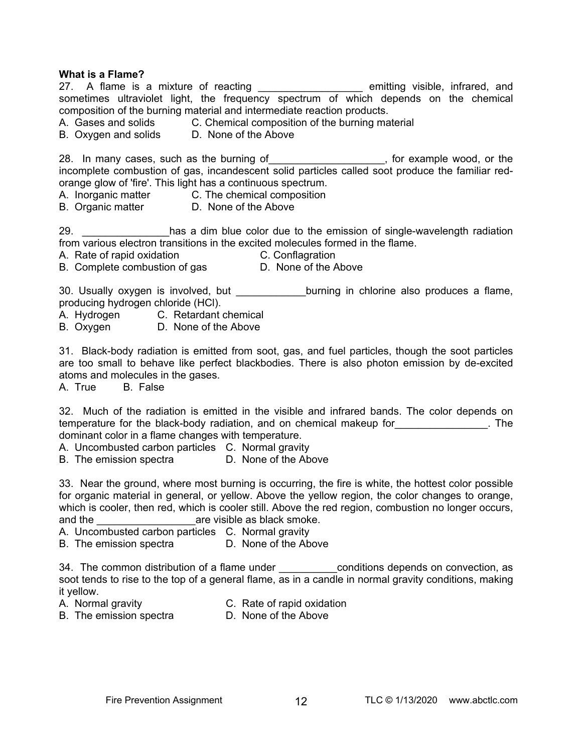**What is a Flame?**

27. A flame is a mixture of reacting _________________ emitting visible, infrared, and sometimes ultraviolet light, the frequency spectrum of which depends on the chemical composition of the burning material and intermediate reaction products.

A. Gases and solids
B. Oxygen and solids
C. Chemical composition of the burning material
D. None of the Above

28. In many cases, such as the burning of___________________, for example wood, or the incomplete combustion of gas, incandescent solid particles called soot produce the familiar red-orange glow of 'fire'. This light has a continuous spectrum.

A. Inorganic matter
B. Organic matter
C. The chemical composition
D. None of the Above

29. _______________has a dim blue color due to the emission of single-wavelength radiation from various electron transitions in the excited molecules formed in the flame.

A. Rate of rapid oxidation
B. Complete combustion of gas
C. Conflagration
D. None of the Above

30. Usually oxygen is involved, but ____________burning in chlorine also produces a flame, producing hydrogen chloride (HCl).

A. Hydrogen
B. Oxygen
C. Retardant chemical
D. None of the Above

31. Black-body radiation is emitted from soot, gas, and fuel particles, though the soot particles are too small to behave like perfect blackbodies. There is also photon emission by de-excited atoms and molecules in the gases.

A. True
B. False

32. Much of the radiation is emitted in the visible and infrared bands. The color depends on temperature for the black-body radiation, and on chemical makeup for________________. The dominant color in a flame changes with temperature.

A. Uncombusted carbon particles
B. The emission spectra
C. Normal gravity
D. None of the Above

33. Near the ground, where most burning is occurring, the fire is white, the hottest color possible for organic material in general, or yellow. Above the yellow region, the color changes to orange, which is cooler, then red, which is cooler still. Above the red region, combustion no longer occurs, and the _________________are visible as black smoke.

A. Uncombusted carbon particles
B. The emission spectra
C. Normal gravity
D. None of the Above

34. The common distribution of a flame under __________conditions depends on convection, as soot tends to rise to the top of a general flame, as in a candle in normal gravity conditions, making it yellow.

A. Normal gravity
B. The emission spectra
C. Rate of rapid oxidation
D. None of the Above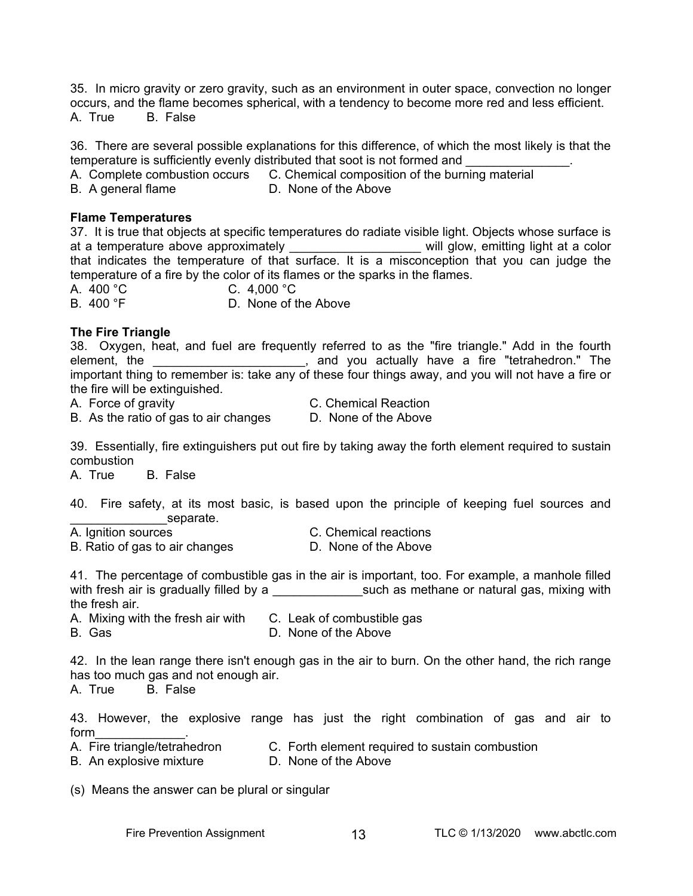35. In micro gravity or zero gravity, such as an environment in outer space, convection no longer occurs, and the flame becomes spherical, with a tendency to become more red and less efficient.
A. True B. False

36. There are several possible explanations for this difference, of which the most likely is that the temperature is sufficiently evenly distributed that soot is not formed and _______________.
A. Complete combustion occurs C. Chemical composition of the burning material
B. A general flame D. None of the Above

**Flame Temperatures**
37. It is true that objects at specific temperatures do radiate visible light. Objects whose surface is at a temperature above approximately ___________________ will glow, emitting light at a color that indicates the temperature of that surface. It is a misconception that you can judge the temperature of a fire by the color of its flames or the sparks in the flames.
A. 400 °C C. 4,000 °C
B. 400 °F D. None of the Above

**The Fire Triangle**
38. Oxygen, heat, and fuel are frequently referred to as the "fire triangle." Add in the fourth element, the ______________________, and you actually have a fire "tetrahedron." The important thing to remember is: take any of these four things away, and you will not have a fire or the fire will be extinguished.
A. Force of gravity C. Chemical Reaction
B. As the ratio of gas to air changes D. None of the Above

39. Essentially, fire extinguishers put out fire by taking away the forth element required to sustain combustion
A. True B. False

40. Fire safety, at its most basic, is based upon the principle of keeping fuel sources and ______________separate.
A. Ignition sources C. Chemical reactions
B. Ratio of gas to air changes D. None of the Above

41. The percentage of combustible gas in the air is important, too. For example, a manhole filled with fresh air is gradually filled by a _____________such as methane or natural gas, mixing with the fresh air.
A. Mixing with the fresh air with C. Leak of combustible gas
B. Gas D. None of the Above

42. In the lean range there isn't enough gas in the air to burn. On the other hand, the rich range has too much gas and not enough air.
A. True B. False

43. However, the explosive range has just the right combination of gas and air to form_____________.
A. Fire triangle/tetrahedron C. Forth element required to sustain combustion
B. An explosive mixture D. None of the Above

(s) Means the answer can be plural or singular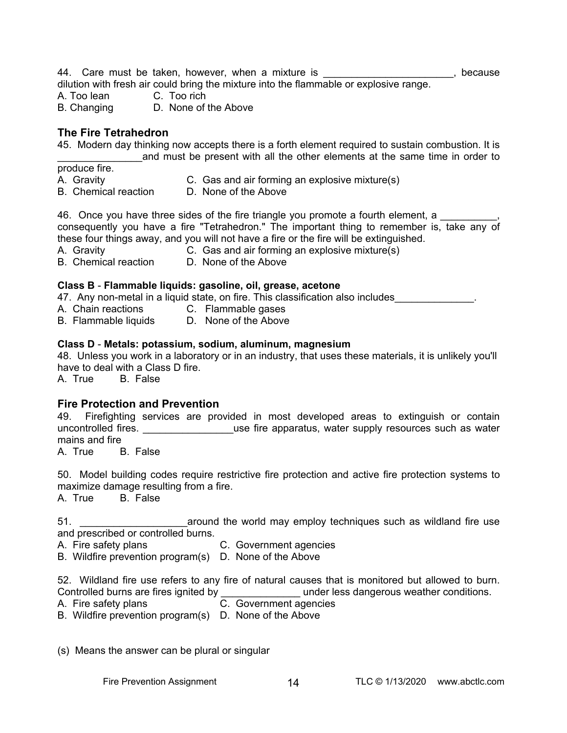44. Care must be taken, however, when a mixture is _______________________, because dilution with fresh air could bring the mixture into the flammable or explosive range.
A. Too lean C. Too rich
B. Changing D. None of the Above

## The Fire Tetrahedron

45. Modern day thinking now accepts there is a forth element required to sustain combustion. It is _______________and must be present with all the other elements at the same time in order to produce fire.
A. Gravity C. Gas and air forming an explosive mixture(s)
B. Chemical reaction D. None of the Above

46. Once you have three sides of the fire triangle you promote a fourth element, a __________, consequently you have a fire "Tetrahedron." The important thing to remember is, take any of these four things away, and you will not have a fire or the fire will be extinguished.
A. Gravity C. Gas and air forming an explosive mixture(s)
B. Chemical reaction D. None of the Above

**Class B - Flammable liquids: gasoline, oil, grease, acetone**

47. Any non-metal in a liquid state, on fire. This classification also includes______________.
A. Chain reactions C. Flammable gases
B. Flammable liquids D. None of the Above

**Class D - Metals: potassium, sodium, aluminum, magnesium**

48. Unless you work in a laboratory or in an industry, that uses these materials, it is unlikely you'll have to deal with a Class D fire.
A. True B. False

## Fire Protection and Prevention

49. Firefighting services are provided in most developed areas to extinguish or contain uncontrolled fires. ________________use fire apparatus, water supply resources such as water mains and fire
A. True B. False

50. Model building codes require restrictive fire protection and active fire protection systems to maximize damage resulting from a fire.
A. True B. False

51. ___________________around the world may employ techniques such as wildland fire use and prescribed or controlled burns.
A. Fire safety plans C. Government agencies
B. Wildfire prevention program(s) D. None of the Above

52. Wildland fire use refers to any fire of natural causes that is monitored but allowed to burn. Controlled burns are fires ignited by ______________ under less dangerous weather conditions.
A. Fire safety plans C. Government agencies
B. Wildfire prevention program(s) D. None of the Above

(s) Means the answer can be plural or singular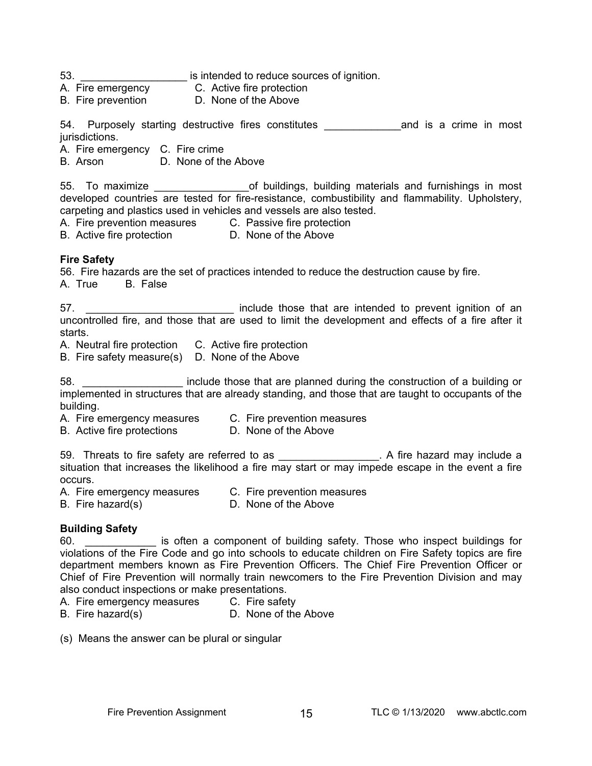53. _________________ is intended to reduce sources of ignition.

A. Fire emergency   C. Active fire protection
B. Fire prevention   D. None of the Above

54. Purposely starting destructive fires constitutes ____________and is a crime in most jurisdictions.

A. Fire emergency   C. Fire crime
B. Arson   D. None of the Above

55. To maximize _______________of buildings, building materials and furnishings in most developed countries are tested for fire-resistance, combustibility and flammability. Upholstery, carpeting and plastics used in vehicles and vessels are also tested.

A. Fire prevention measures   C. Passive fire protection
B. Active fire protection   D. None of the Above

**Fire Safety**

56. Fire hazards are the set of practices intended to reduce the destruction cause by fire.

A. True   B. False

57. ________________________ include those that are intended to prevent ignition of an uncontrolled fire, and those that are used to limit the development and effects of a fire after it starts.

A. Neutral fire protection   C. Active fire protection
B. Fire safety measure(s)   D. None of the Above

58. ________________ include those that are planned during the construction of a building or implemented in structures that are already standing, and those that are taught to occupants of the building.

A. Fire emergency measures   C. Fire prevention measures
B. Active fire protections   D. None of the Above

59. Threats to fire safety are referred to as ________________. A fire hazard may include a situation that increases the likelihood a fire may start or may impede escape in the event a fire occurs.

A. Fire emergency measures   C. Fire prevention measures
B. Fire hazard(s)   D. None of the Above

**Building Safety**

60. ___________ is often a component of building safety. Those who inspect buildings for violations of the Fire Code and go into schools to educate children on Fire Safety topics are fire department members known as Fire Prevention Officers. The Chief Fire Prevention Officer or Chief of Fire Prevention will normally train newcomers to the Fire Prevention Division and may also conduct inspections or make presentations.

A. Fire emergency measures   C. Fire safety
B. Fire hazard(s)   D. None of the Above

(s) Means the answer can be plural or singular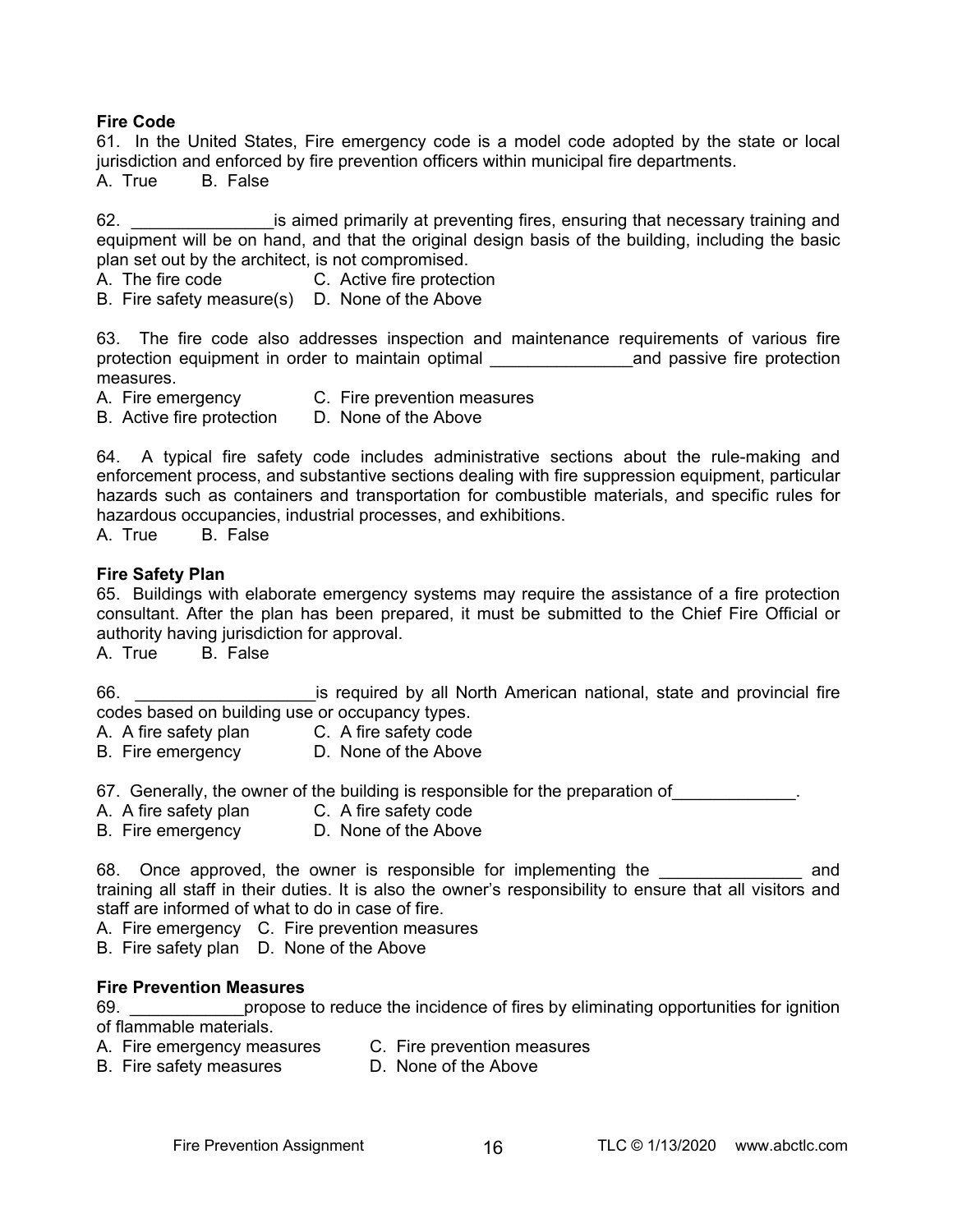**Fire Code**

61. In the United States, Fire emergency code is a model code adopted by the state or local jurisdiction and enforced by fire prevention officers within municipal fire departments.

A. True B. False

62. _______________is aimed primarily at preventing fires, ensuring that necessary training and equipment will be on hand, and that the original design basis of the building, including the basic plan set out by the architect, is not compromised.

A. The fire code C. Active fire protection

B. Fire safety measure(s) D. None of the Above

63. The fire code also addresses inspection and maintenance requirements of various fire protection equipment in order to maintain optimal _______________and passive fire protection measures.

A. Fire emergency C. Fire prevention measures

B. Active fire protection D. None of the Above

64. A typical fire safety code includes administrative sections about the rule-making and enforcement process, and substantive sections dealing with fire suppression equipment, particular hazards such as containers and transportation for combustible materials, and specific rules for hazardous occupancies, industrial processes, and exhibitions.

A. True B. False

**Fire Safety Plan**

65. Buildings with elaborate emergency systems may require the assistance of a fire protection consultant. After the plan has been prepared, it must be submitted to the Chief Fire Official or authority having jurisdiction for approval.

A. True B. False

66. ___________________is required by all North American national, state and provincial fire codes based on building use or occupancy types.

A. A fire safety plan C. A fire safety code

B. Fire emergency D. None of the Above

67. Generally, the owner of the building is responsible for the preparation of_____________.

A. A fire safety plan C. A fire safety code

B. Fire emergency D. None of the Above

68. Once approved, the owner is responsible for implementing the _______________ and training all staff in their duties. It is also the owner's responsibility to ensure that all visitors and staff are informed of what to do in case of fire.

A. Fire emergency C. Fire prevention measures

B. Fire safety plan D. None of the Above

**Fire Prevention Measures**

69. ____________propose to reduce the incidence of fires by eliminating opportunities for ignition of flammable materials.

A. Fire emergency measures C. Fire prevention measures

B. Fire safety measures D. None of the Above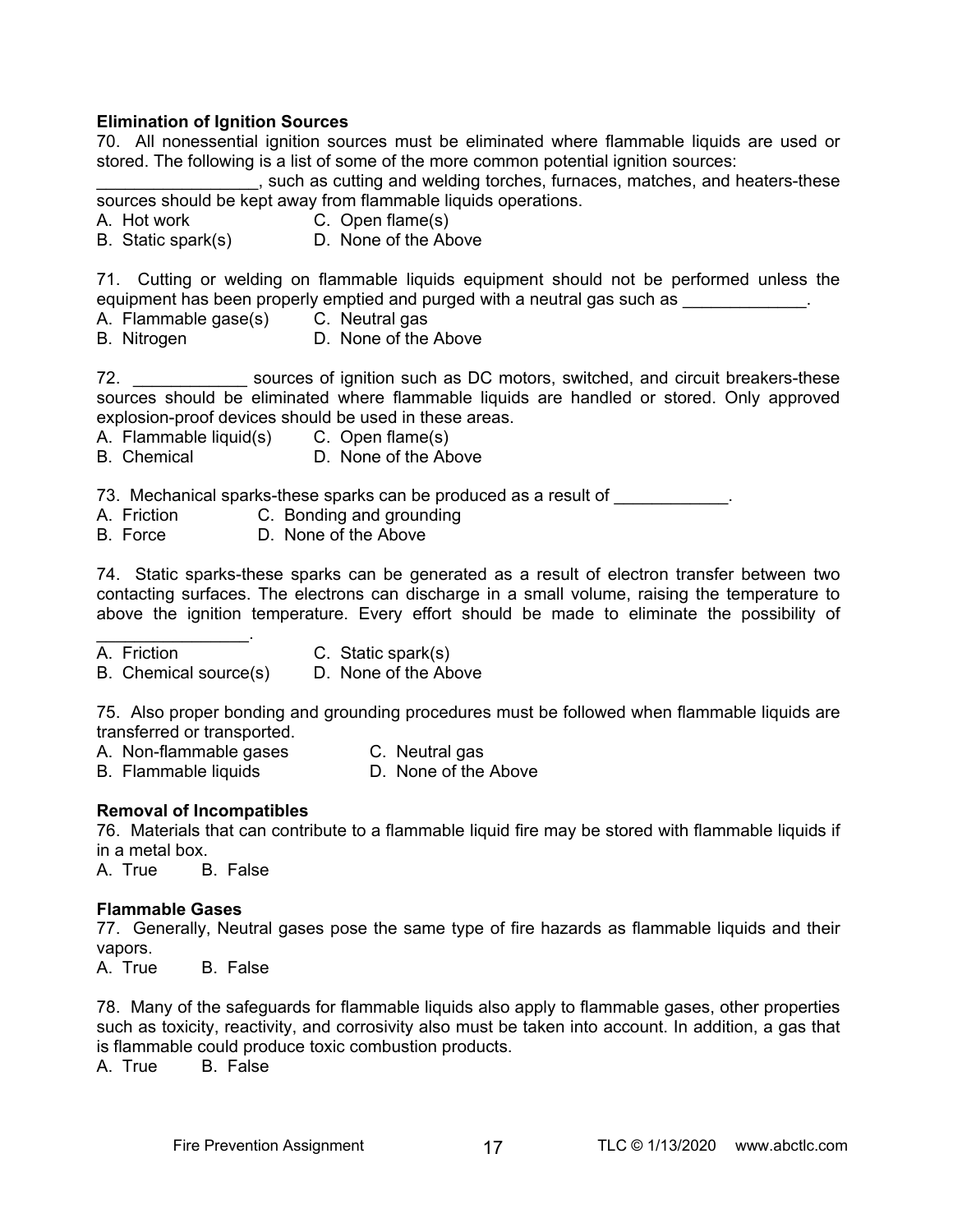**Elimination of Ignition Sources**

70. All nonessential ignition sources must be eliminated where flammable liquids are used or stored. The following is a list of some of the more common potential ignition sources: _________________, such as cutting and welding torches, furnaces, matches, and heaters-these sources should be kept away from flammable liquids operations.

A. Hot work
B. Static spark(s)
C. Open flame(s)
D. None of the Above

71. Cutting or welding on flammable liquids equipment should not be performed unless the equipment has been properly emptied and purged with a neutral gas such as _____________.

A. Flammable gase(s)
B. Nitrogen
C. Neutral gas
D. None of the Above

72. ____________ sources of ignition such as DC motors, switched, and circuit breakers-these sources should be eliminated where flammable liquids are handled or stored. Only approved explosion-proof devices should be used in these areas.

A. Flammable liquid(s)
B. Chemical
C. Open flame(s)
D. None of the Above

73. Mechanical sparks-these sparks can be produced as a result of ____________.

A. Friction
B. Force
C. Bonding and grounding
D. None of the Above

74. Static sparks-these sparks can be generated as a result of electron transfer between two contacting surfaces. The electrons can discharge in a small volume, raising the temperature to above the ignition temperature. Every effort should be made to eliminate the possibility of ________________.

A. Friction
B. Chemical source(s)
C. Static spark(s)
D. None of the Above

75. Also proper bonding and grounding procedures must be followed when flammable liquids are transferred or transported.

A. Non-flammable gases
B. Flammable liquids
C. Neutral gas
D. None of the Above

**Removal of Incompatibles**

76. Materials that can contribute to a flammable liquid fire may be stored with flammable liquids if in a metal box.

A. True B. False

**Flammable Gases**

77. Generally, Neutral gases pose the same type of fire hazards as flammable liquids and their vapors.

A. True B. False

78. Many of the safeguards for flammable liquids also apply to flammable gases, other properties such as toxicity, reactivity, and corrosivity also must be taken into account. In addition, a gas that is flammable could produce toxic combustion products.

A. True B. False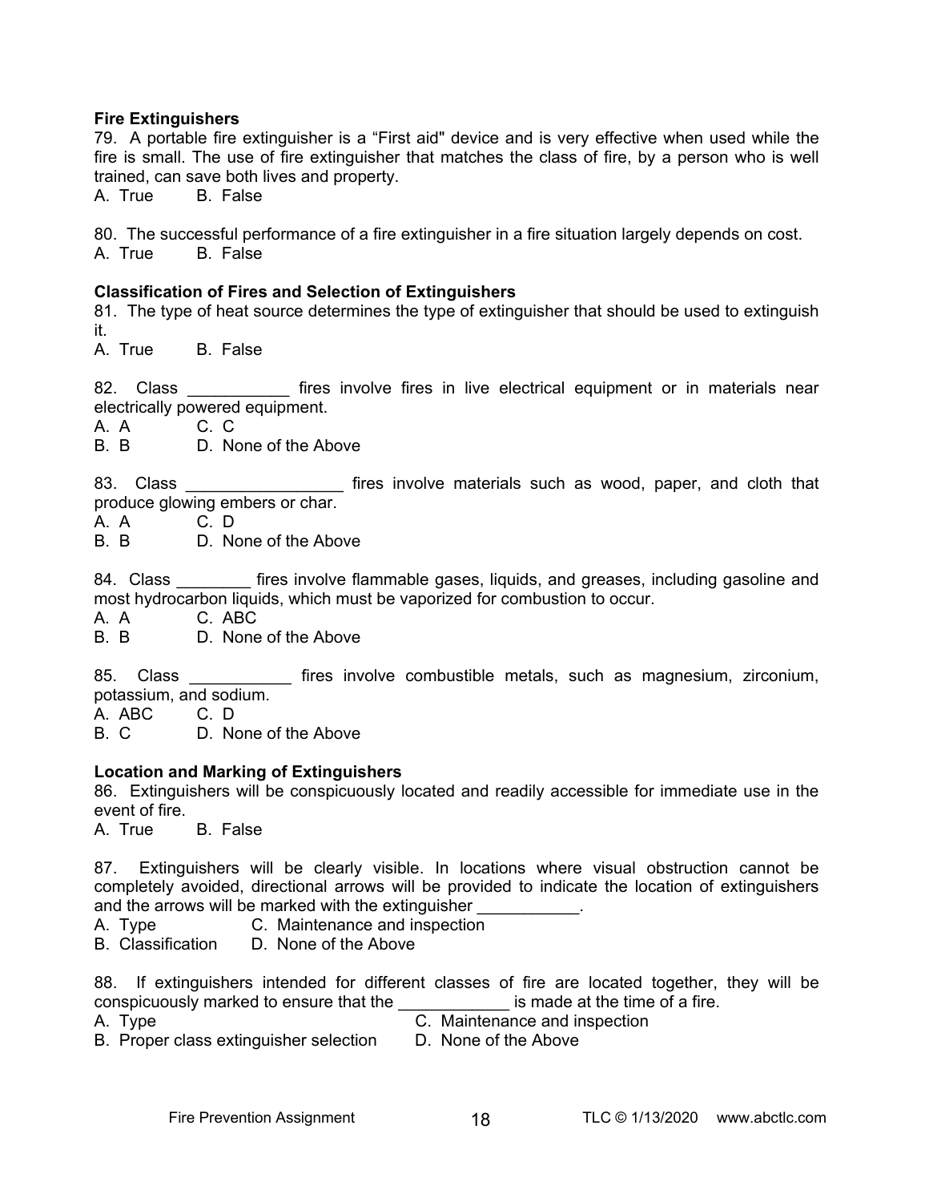**Fire Extinguishers**

79. A portable fire extinguisher is a "First aid" device and is very effective when used while the fire is small. The use of fire extinguisher that matches the class of fire, by a person who is well trained, can save both lives and property.

A. True B. False

80. The successful performance of a fire extinguisher in a fire situation largely depends on cost.

A. True B. False

**Classification of Fires and Selection of Extinguishers**

81. The type of heat source determines the type of extinguisher that should be used to extinguish it.

A. True B. False

82. Class ___________ fires involve fires in live electrical equipment or in materials near electrically powered equipment.

A. A C. C
B. B D. None of the Above

83. Class _________________ fires involve materials such as wood, paper, and cloth that produce glowing embers or char.

A. A C. D
B. B D. None of the Above

84. Class ________ fires involve flammable gases, liquids, and greases, including gasoline and most hydrocarbon liquids, which must be vaporized for combustion to occur.

A. A C. ABC
B. B D. None of the Above

85. Class ___________ fires involve combustible metals, such as magnesium, zirconium, potassium, and sodium.

A. ABC C. D
B. C D. None of the Above

**Location and Marking of Extinguishers**

86. Extinguishers will be conspicuously located and readily accessible for immediate use in the event of fire.

A. True B. False

87. Extinguishers will be clearly visible. In locations where visual obstruction cannot be completely avoided, directional arrows will be provided to indicate the location of extinguishers and the arrows will be marked with the extinguisher ___________.

A. Type C. Maintenance and inspection
B. Classification D. None of the Above

88. If extinguishers intended for different classes of fire are located together, they will be conspicuously marked to ensure that the ____________ is made at the time of a fire.

A. Type C. Maintenance and inspection
B. Proper class extinguisher selection D. None of the Above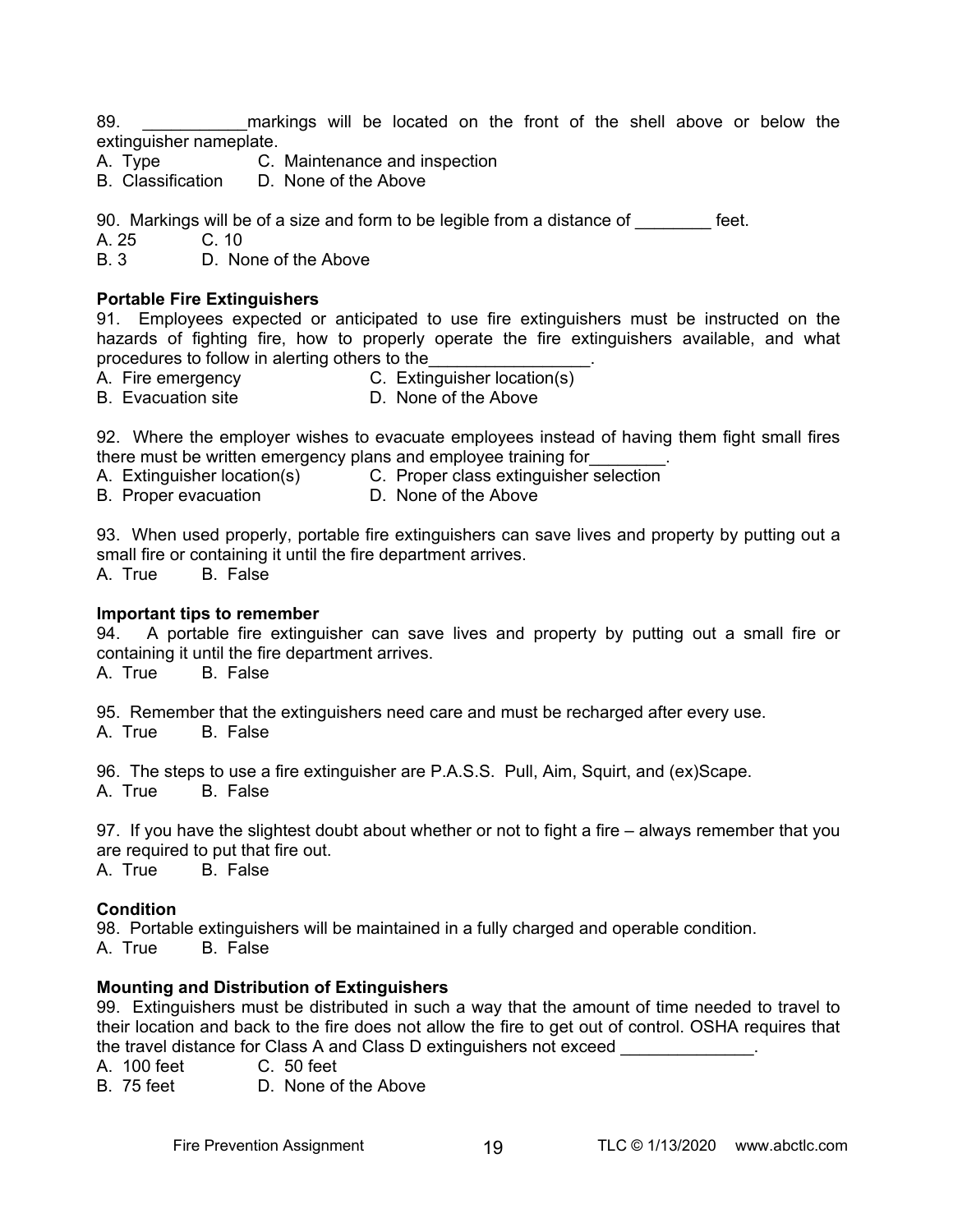89. ___________markings will be located on the front of the shell above or below the extinguisher nameplate.

A. Type C. Maintenance and inspection
B. Classification D. None of the Above

90. Markings will be of a size and form to be legible from a distance of ________ feet.

A. 25 C. 10
B. 3 D. None of the Above

**Portable Fire Extinguishers**

91. Employees expected or anticipated to use fire extinguishers must be instructed on the hazards of fighting fire, how to properly operate the fire extinguishers available, and what procedures to follow in alerting others to the_________________.

A. Fire emergency C. Extinguisher location(s)
B. Evacuation site D. None of the Above

92. Where the employer wishes to evacuate employees instead of having them fight small fires there must be written emergency plans and employee training for________.

A. Extinguisher location(s) C. Proper class extinguisher selection
B. Proper evacuation D. None of the Above

93. When used properly, portable fire extinguishers can save lives and property by putting out a small fire or containing it until the fire department arrives.

A. True B. False

**Important tips to remember**

94. A portable fire extinguisher can save lives and property by putting out a small fire or containing it until the fire department arrives.

A. True B. False

95. Remember that the extinguishers need care and must be recharged after every use.

A. True B. False

96. The steps to use a fire extinguisher are P.A.S.S. Pull, Aim, Squirt, and (ex)Scape.

A. True B. False

97. If you have the slightest doubt about whether or not to fight a fire – always remember that you are required to put that fire out.

A. True B. False

**Condition**

98. Portable extinguishers will be maintained in a fully charged and operable condition.

A. True B. False

**Mounting and Distribution of Extinguishers**

99. Extinguishers must be distributed in such a way that the amount of time needed to travel to their location and back to the fire does not allow the fire to get out of control. OSHA requires that the travel distance for Class A and Class D extinguishers not exceed ______________.

A. 100 feet C. 50 feet
B. 75 feet D. None of the Above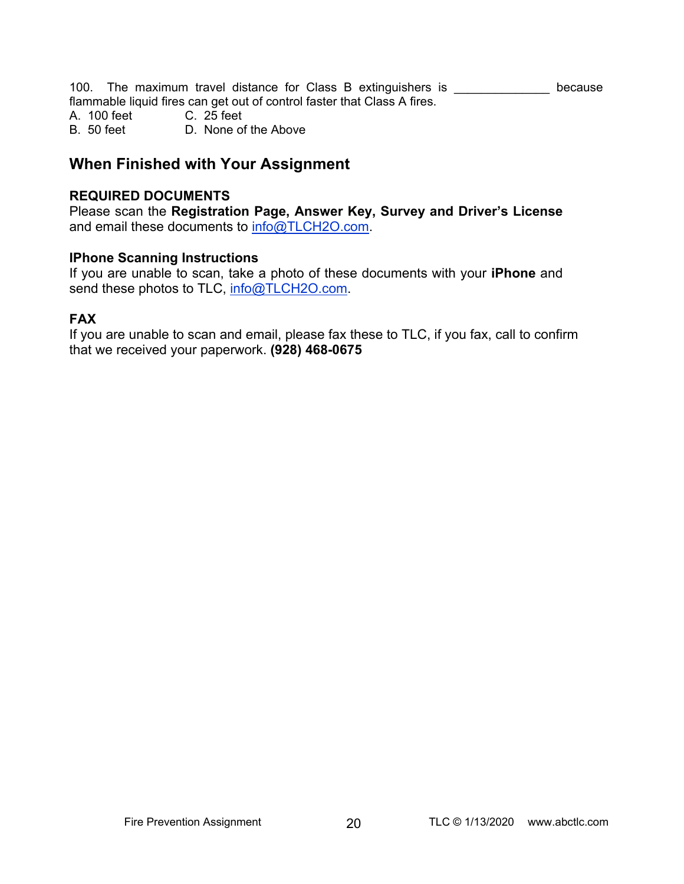100. The maximum travel distance for Class B extinguishers is _____________ because flammable liquid fires can get out of control faster that Class A fires.

A. 100 feet
B. 50 feet
C. 25 feet
D. None of the Above

## When Finished with Your Assignment

**REQUIRED DOCUMENTS**
Please scan the **Registration Page, Answer Key, Survey and Driver's License** and email these documents to info@TLCH2O.com.

**IPhone Scanning Instructions**
If you are unable to scan, take a photo of these documents with your **iPhone** and send these photos to TLC, info@TLCH2O.com.

**FAX**
If you are unable to scan and email, please fax these to TLC, if you fax, call to confirm that we received your paperwork. **(928) 468-0675**